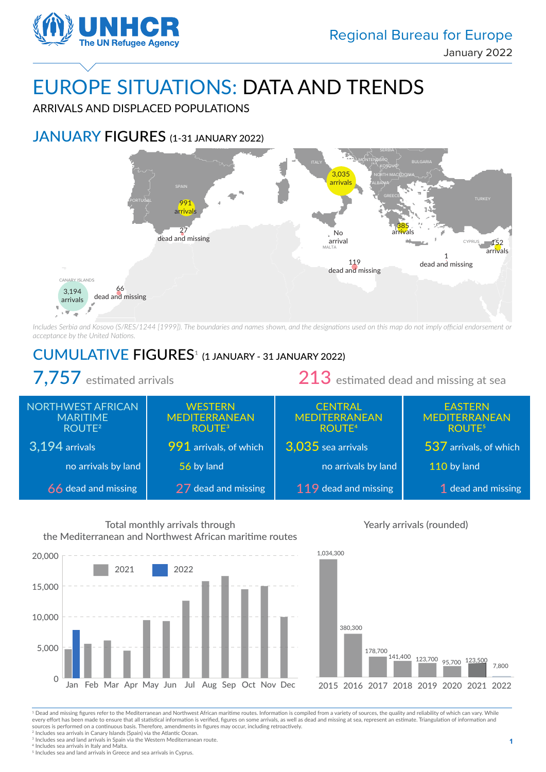UNHCR The UN Refugee Agency

Regional Bureau for Europe

January 2022

# EUROPE SITUATIONS: DATA AND TRENDS

ARRIVALS AND DISPLACED POPULATIONS

## JANUARY FIGURES (1-31 JANUARY 2022)

- Spain: 991 arrivals; 27 dead and missing
- Italy: 3,035 arrivals
- Malta: No arrival
- Central Mediterranean: 119 dead and missing
- Greece: 385 arrivals
- Cyprus: 152 arrivals
- Eastern Mediterranean: 1 dead and missing
- Canary Islands: 3,194 arrivals; 66 dead and missing

*Includes Serbia and Kosovo (S/RES/1244 [1999]). The boundaries and names shown, and the designations used on this map do not imply official endorsement or acceptance by the United Nations.*

## CUMULATIVE FIGURES[1] (1 JANUARY - 31 JANUARY 2022)

**7,757** estimated arrivals

**213** estimated dead and missing at sea

| NORTHWEST AFRICAN MARITIME ROUTE[2] | WESTERN MEDITERRANEAN ROUTE[3] | CENTRAL MEDITERRANEAN ROUTE[4] | EASTERN MEDITERRANEAN ROUTE[5] |
|---|---|---|---|
| 3,194 arrivals | 991 arrivals, of which | 3,035 sea arrivals | 537 arrivals, of which |
| no arrivals by land | 56 by land | no arrivals by land | 110 by land |
| 66 dead and missing | 27 dead and missing | 119 dead and missing | 1 dead and missing |

### Total monthly arrivals through the Mediterranean and Northwest African maritime routes

| Month | 2021 | 2022 |
|---|---|---|
| Jan | ~4,700 | ~7,800 |
| Feb | ~5,600 | |
| Mar | ~6,100 | |
| Apr | ~4,500 | |
| May | ~9,500 | |
| Jun | ~9,300 | |
| Jul | ~12,600 | |
| Aug | ~15,800 | |
| Sep | ~16,600 | |
| Oct | ~14,500 | |
| Nov | ~15,000 | |
| Dec | ~10,000 | |

### Yearly arrivals (rounded)

| Year | Arrivals |
|---|---|
| 2015 | 1,034,300 |
| 2016 | 380,300 |
| 2017 | 178,700 |
| 2018 | 141,400 |
| 2019 | 123,700 |
| 2020 | 95,700 |
| 2021 | 123,500 |
| 2022 | 7,800 |

[1] Dead and missing figures refer to the Mediterranean and Northwest African maritime routes. Information is compiled from a variety of sources, the quality and reliability of which can vary. While every effort has been made to ensure that all statistical information is verified, figures on some arrivals, as well as dead and missing at sea, represent an estimate. Triangulation of information and sources is performed on a continuous basis. Therefore, amendments in figures may occur, including retroactively.
[2] Includes sea arrivals in Canary Islands (Spain) via the Atlantic Ocean.
[3] Includes sea and land arrivals in Spain via the Western Mediterranean route.
[4] Includes sea arrivals in Italy and Malta.
[5] Includes sea and land arrivals in Greece and sea arrivals in Cyprus.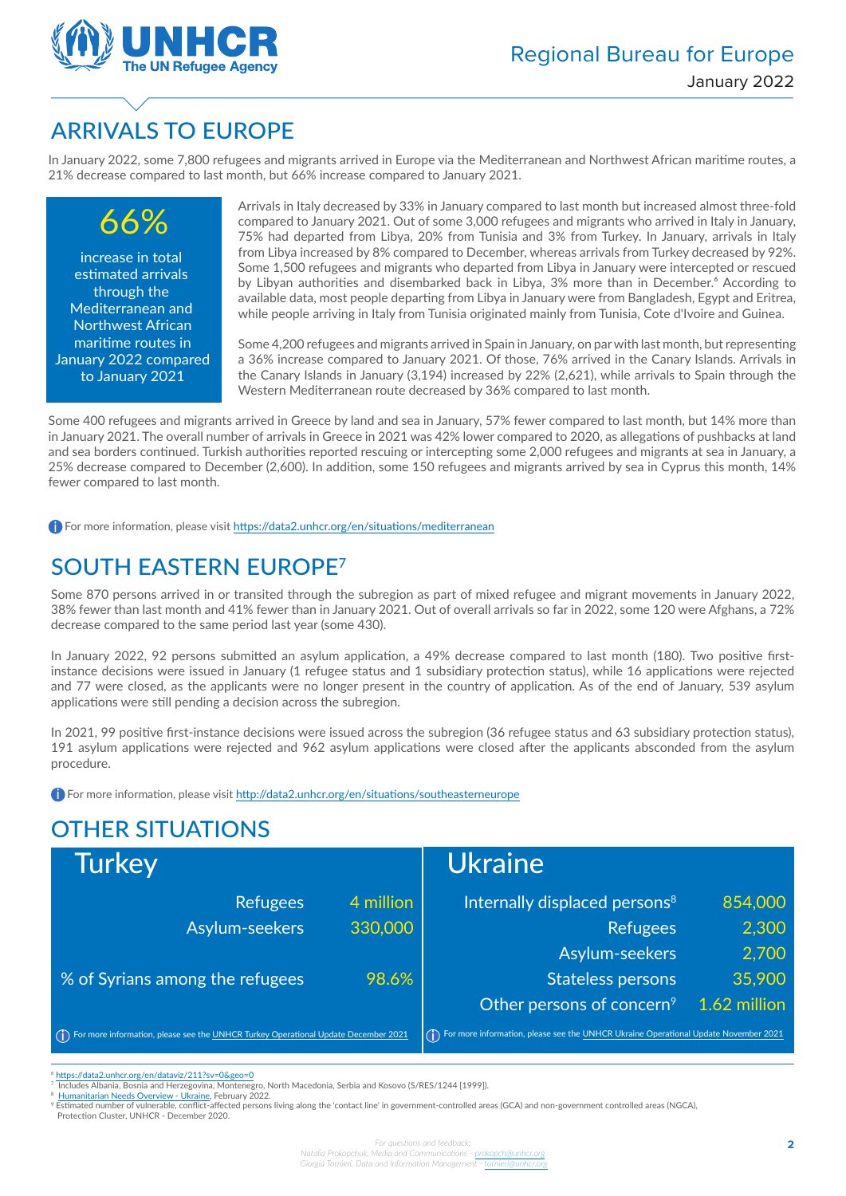# ARRIVALS TO EUROPE

In January 2022, some 7,800 refugees and migrants arrived in Europe via the Mediterranean and Northwest African maritime routes, a 21% decrease compared to last month, but 66% increase compared to January 2021.

**66%**

increase in total estimated arrivals through the Mediterranean and Northwest African maritime routes in January 2022 compared to January 2021

Arrivals in Italy decreased by 33% in January compared to last month but increased almost three-fold compared to January 2021. Out of some 3,000 refugees and migrants who arrived in Italy in January, 75% had departed from Libya, 20% from Tunisia and 3% from Turkey. In January, arrivals in Italy from Libya increased by 8% compared to December, whereas arrivals from Turkey decreased by 92%. Some 1,500 refugees and migrants who departed from Libya in January were intercepted or rescued by Libyan authorities and disembarked back in Libya, 3% more than in December.[6] According to available data, most people departing from Libya in January were from Bangladesh, Egypt and Eritrea, while people arriving in Italy from Tunisia originated mainly from Tunisia, Cote d'Ivoire and Guinea.

Some 4,200 refugees and migrants arrived in Spain in January, on par with last month, but representing a 36% increase compared to January 2021. Of those, 76% arrived in the Canary Islands. Arrivals in the Canary Islands in January (3,194) increased by 22% (2,621), while arrivals to Spain through the Western Mediterranean route decreased by 36% compared to last month.

Some 400 refugees and migrants arrived in Greece by land and sea in January, 57% fewer compared to last month, but 14% more than in January 2021. The overall number of arrivals in Greece in 2021 was 42% lower compared to 2020, as allegations of pushbacks at land and sea borders continued. Turkish authorities reported rescuing or intercepting some 2,000 refugees and migrants at sea in January, a 25% decrease compared to December (2,600). In addition, some 150 refugees and migrants arrived by sea in Cyprus this month, 14% fewer compared to last month.

For more information, please visit https://data2.unhcr.org/en/situations/mediterranean

# SOUTH EASTERN EUROPE[7]

Some 870 persons arrived in or transited through the subregion as part of mixed refugee and migrant movements in January 2022, 38% fewer than last month and 41% fewer than in January 2021. Out of overall arrivals so far in 2022, some 120 were Afghans, a 72% decrease compared to the same period last year (some 430).

In January 2022, 92 persons submitted an asylum application, a 49% decrease compared to last month (180). Two positive first-instance decisions were issued in January (1 refugee status and 1 subsidiary protection status), while 16 applications were rejected and 77 were closed, as the applicants were no longer present in the country of application. As of the end of January, 539 asylum applications were still pending a decision across the subregion.

In 2021, 99 positive first-instance decisions were issued across the subregion (36 refugee status and 63 subsidiary protection status), 191 asylum applications were rejected and 962 asylum applications were closed after the applicants absconded from the asylum procedure.

For more information, please visit http://data2.unhcr.org/en/situations/southeasterneurope

# OTHER SITUATIONS

## Turkey

| | |
|---|---|
| Refugees | 4 million |
| Asylum-seekers | 330,000 |
| % of Syrians among the refugees | 98.6% |

For more information, please see the UNHCR Turkey Operational Update December 2021

## Ukraine

| | |
|---|---|
| Internally displaced persons[8] | 854,000 |
| Refugees | 2,300 |
| Asylum-seekers | 2,700 |
| Stateless persons | 35,900 |
| Other persons of concern[9] | 1.62 million |

For more information, please see the UNHCR Ukraine Operational Update November 2021

---

[6] https://data2.unhcr.org/en/dataviz/211?sv=0&geo=0

[7] Includes Albania, Bosnia and Herzegovina, Montenegro, North Macedonia, Serbia and Kosovo (S/RES/1244 [1999]).

[8] Humanitarian Needs Overview - Ukraine, February 2022.

[9] Estimated number of vulnerable, conflict-affected persons living along the 'contact line' in government-controlled areas (GCA) and non-government controlled areas (NGCA), Protection Cluster, UNHCR - December 2020.

*For questions and feedback:*
*Natalia Prokopchuk, Media and Communications - prokopch@unhcr.org*
*Giorgia Tornieri, Data and Information Management - tornieri@unhcr.org*